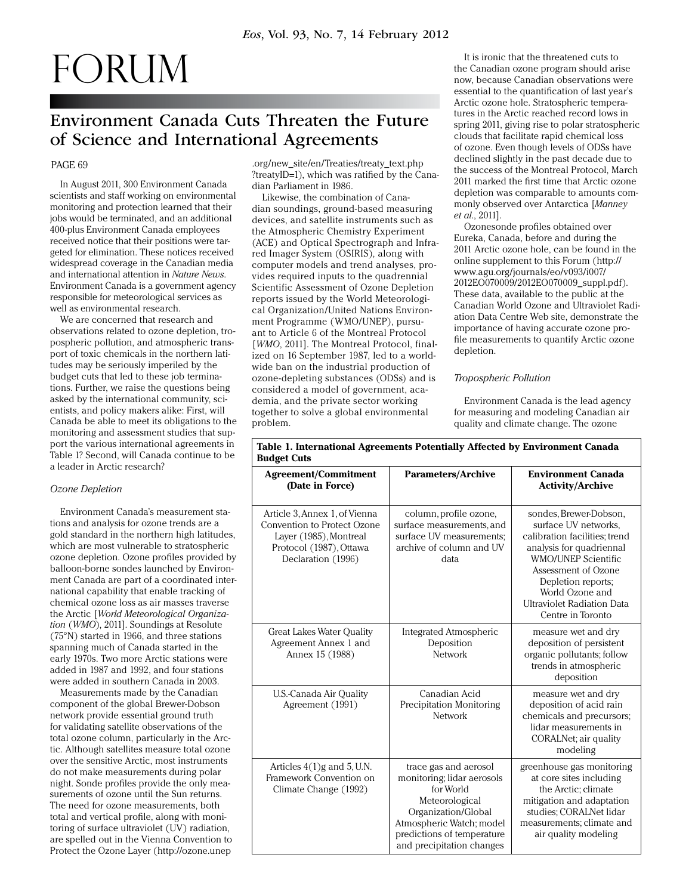# FORUM

## Environment Canada Cuts Threaten the Future of Science and International Agreements

PAGE 69

In August 2011, 300 Environment Canada scientists and staff working on environmental monitoring and protection learned that their jobs would be terminated, and an additional 400-plus Environment Canada employees received notice that their positions were targeted for elimination. These notices received widespread coverage in the Canadian media and international attention in *Nature News*. Environment Canada is a government agency responsible for meteorological services as well as environmental research.

We are concerned that research and observations related to ozone depletion, tropospheric pollution, and atmospheric transport of toxic chemicals in the northern latitudes may be seriously imperiled by the budget cuts that led to these job terminations. Further, we raise the questions being asked by the international community, scientists, and policy makers alike: First, will Canada be able to meet its obligations to the monitoring and assessment studies that support the various international agreements in Table 1? Second, will Canada continue to be a leader in Arctic research?

### *Ozone Depletion*

Environment Canada's measurement stations and analysis for ozone trends are a gold standard in the northern high latitudes, which are most vulnerable to stratospheric ozone depletion. Ozone profiles provided by balloon-borne sondes launched by Environment Canada are part of a coordinated international capability that enable tracking of chemical ozone loss as air masses traverse the Arctic [*World Meteorological Organization* (*WMO*), 2011]. Soundings at Resolute (75°N) started in 1966, and three stations spanning much of Canada started in the early 1970s. Two more Arctic stations were added in 1987 and 1992, and four stations were added in southern Canada in 2003.

Measurements made by the Canadian component of the global Brewer-Dobson network provide essential ground truth for validating satellite observations of the total ozone column, particularly in the Arctic. Although satellites measure total ozone over the sensitive Arctic, most instruments do not make measurements during polar night. Sonde profiles provide the only measurements of ozone until the Sun returns. The need for ozone measurements, both total and vertical profile, along with monitoring of surface ultraviolet (UV) radiation, are spelled out in the Vienna Convention to Protect the Ozone Layer (http://ozone.unep.org/new_site/en/Treaties/treaty_text.php?treatyID=1), which was ratified by the Canadian Parliament in 1986.

Likewise, the combination of Canadian soundings, ground-based measuring devices, and satellite instruments such as the Atmospheric Chemistry Experiment (ACE) and Optical Spectrograph and Infrared Imager System (OSIRIS), along with computer models and trend analyses, provides required inputs to the quadrennial Scientific Assessment of Ozone Depletion reports issued by the World Meteorological Organization/United Nations Environment Programme (WMO/UNEP), pursuant to Article 6 of the Montreal Protocol [*WMO*, 2011]. The Montreal Protocol, finalized on 16 September 1987, led to a worldwide ban on the industrial production of ozone-depleting substances (ODSs) and is considered a model of government, academia, and the private sector working together to solve a global environmental problem.

It is ironic that the threatened cuts to the Canadian ozone program should arise now, because Canadian observations were essential to the quantification of last year's Arctic ozone hole. Stratospheric temperatures in the Arctic reached record lows in spring 2011, giving rise to polar stratospheric clouds that facilitate rapid chemical loss of ozone. Even though levels of ODSs have declined slightly in the past decade due to the success of the Montreal Protocol, March 2011 marked the first time that Arctic ozone depletion was comparable to amounts commonly observed over Antarctica [*Manney et al.*, 2011].

Ozonesonde profiles obtained over Eureka, Canada, before and during the 2011 Arctic ozone hole, can be found in the online supplement to this Forum (http://www.agu.org/journals/eo/v093/i007/2012EO070009/2012EO070009_suppl.pdf). These data, available to the public at the Canadian World Ozone and Ultraviolet Radiation Data Centre Web site, demonstrate the importance of having accurate ozone profile measurements to quantify Arctic ozone depletion.

### *Tropospheric Pollution*

Environment Canada is the lead agency for measuring and modeling Canadian air quality and climate change. The ozone

**Table 1. International Agreements Potentially Affected by Environment Canada Budget Cuts**

| Agreement/Commitment (Date in Force) | Parameters/Archive | Environment Canada Activity/Archive |
|---|---|---|
| Article 3, Annex 1, of Vienna Convention to Protect Ozone Layer (1985), Montreal Protocol (1987), Ottawa Declaration (1996) | column, profile ozone, surface measurements, and surface UV measurements; archive of column and UV data | sondes, Brewer-Dobson, surface UV networks, calibration facilities; trend analysis for quadriennal WMO/UNEP Scientific Assessment of Ozone Depletion reports; World Ozone and Ultraviolet Radiation Data Centre in Toronto |
| Great Lakes Water Quality Agreement Annex 1 and Annex 15 (1988) | Integrated Atmospheric Deposition Network | measure wet and dry deposition of persistent organic pollutants; follow trends in atmospheric deposition |
| U.S.-Canada Air Quality Agreement (1991) | Canadian Acid Precipitation Monitoring Network | measure wet and dry deposition of acid rain chemicals and precursors; lidar measurements in CORALNet; air quality modeling |
| Articles 4(1)g and 5, U.N. Framework Convention on Climate Change (1992) | trace gas and aerosol monitoring; lidar aerosols for World Meteorological Organization/Global Atmospheric Watch; model predictions of temperature and precipitation changes | greenhouse gas monitoring at core sites including the Arctic; climate mitigation and adaptation studies; CORALNet lidar measurements; climate and air quality modeling |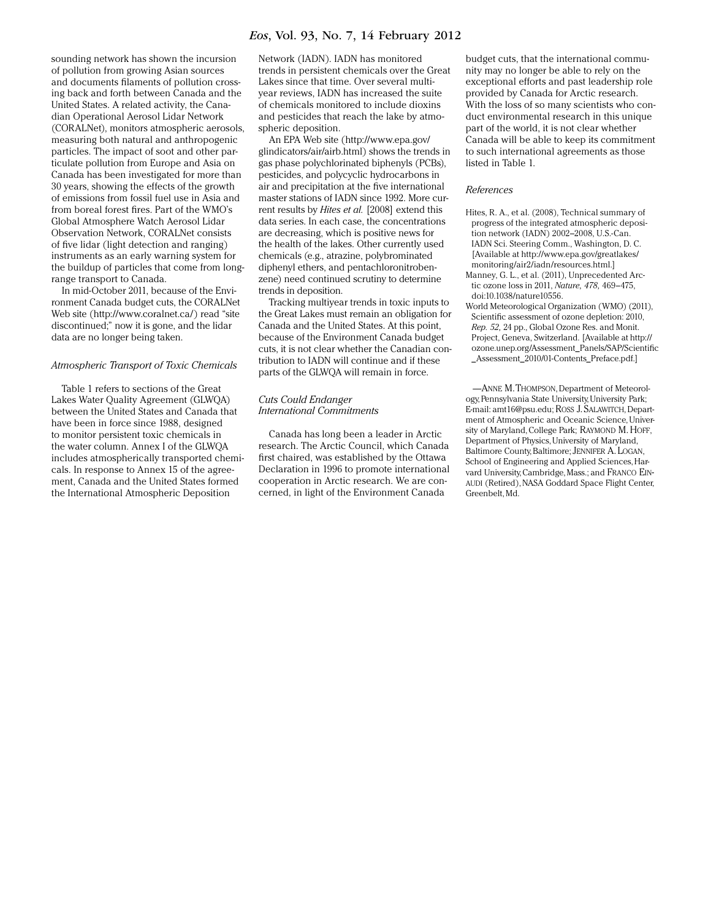sounding network has shown the incursion of pollution from growing Asian sources and documents filaments of pollution crossing back and forth between Canada and the United States. A related activity, the Canadian Operational Aerosol Lidar Network (CORALNet), monitors atmospheric aerosols, measuring both natural and anthropogenic particles. The impact of soot and other particulate pollution from Europe and Asia on Canada has been investigated for more than 30 years, showing the effects of the growth of emissions from fossil fuel use in Asia and from boreal forest fires. Part of the WMO's Global Atmosphere Watch Aerosol Lidar Observation Network, CORALNet consists of five lidar (light detection and ranging) instruments as an early warning system for the buildup of particles that come from long-range transport to Canada.

In mid-October 2011, because of the Environment Canada budget cuts, the CORALNet Web site (http://www.coralnet.ca/) read "site discontinued;" now it is gone, and the lidar data are no longer being taken.

### *Atmospheric Transport of Toxic Chemicals*

Table 1 refers to sections of the Great Lakes Water Quality Agreement (GLWQA) between the United States and Canada that have been in force since 1988, designed to monitor persistent toxic chemicals in the water column. Annex I of the GLWQA includes atmospherically transported chemicals. In response to Annex 15 of the agreement, Canada and the United States formed the International Atmospheric Deposition Network (IADN). IADN has monitored trends in persistent chemicals over the Great Lakes since that time. Over several multiyear reviews, IADN has increased the suite of chemicals monitored to include dioxins and pesticides that reach the lake by atmospheric deposition.

An EPA Web site (http://www.epa.gov/glindicators/air/airb.html) shows the trends in gas phase polychlorinated biphenyls (PCBs), pesticides, and polycyclic hydrocarbons in air and precipitation at the five international master stations of IADN since 1992. More current results by *Hites et al.* [2008] extend this data series. In each case, the concentrations are decreasing, which is positive news for the health of the lakes. Other currently used chemicals (e.g., atrazine, polybrominated diphenyl ethers, and pentachloronitrobenzene) need continued scrutiny to determine trends in deposition.

Tracking multiyear trends in toxic inputs to the Great Lakes must remain an obligation for Canada and the United States. At this point, because of the Environment Canada budget cuts, it is not clear whether the Canadian contribution to IADN will continue and if these parts of the GLWQA will remain in force.

### *Cuts Could Endanger International Commitments*

Canada has long been a leader in Arctic research. The Arctic Council, which Canada first chaired, was established by the Ottawa Declaration in 1996 to promote international cooperation in Arctic research. We are concerned, in light of the Environment Canada budget cuts, that the international community may no longer be able to rely on the exceptional efforts and past leadership role provided by Canada for Arctic research. With the loss of so many scientists who conduct environmental research in this unique part of the world, it is not clear whether Canada will be able to keep its commitment to such international agreements as those listed in Table 1.

### *References*

Hites, R. A., et al. (2008), Technical summary of progress of the integrated atmospheric deposition network (IADN) 2002–2008, U.S.-Can. IADN Sci. Steering Comm., Washington, D. C. [Available at http://www.epa.gov/greatlakes/monitoring/air2/iadn/resources.html.]

Manney, G. L., et al. (2011), Unprecedented Arctic ozone loss in 2011, *Nature, 478,* 469–475, doi:10.1038/nature10556.

World Meteorological Organization (WMO) (2011), Scientific assessment of ozone depletion: 2010, *Rep. 52,* 24 pp., Global Ozone Res. and Monit. Project, Geneva, Switzerland. [Available at http://ozone.unep.org/Assessment_Panels/SAP/Scientific_Assessment_2010/01-Contents_Preface.pdf.]

—Anne M. Thompson, Department of Meteorology, Pennsylvania State University, University Park; E-mail: amt16@psu.edu; Ross J. Salawitch, Department of Atmospheric and Oceanic Science, University of Maryland, College Park; Raymond M. Hoff, Department of Physics, University of Maryland, Baltimore County, Baltimore; Jennifer A. Logan, School of Engineering and Applied Sciences, Harvard University, Cambridge, Mass.; and Franco Einaudi (Retired), NASA Goddard Space Flight Center, Greenbelt, Md.